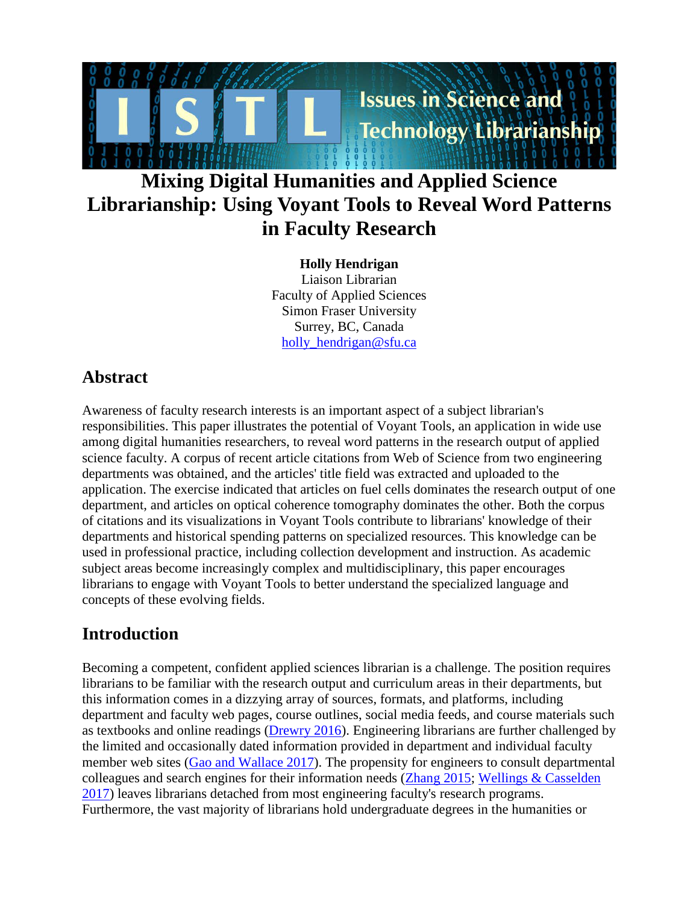# Mixing Digital Humanities and Applied Science Librarianship: Using Voyant Tools to Reveal Word Patterns in Faculty Research

**Holly Hendrigan**
Liaison Librarian
Faculty of Applied Sciences
Simon Fraser University
Surrey, BC, Canada
holly_hendrigan@sfu.ca

## Abstract

Awareness of faculty research interests is an important aspect of a subject librarian's responsibilities. This paper illustrates the potential of Voyant Tools, an application in wide use among digital humanities researchers, to reveal word patterns in the research output of applied science faculty. A corpus of recent article citations from Web of Science from two engineering departments was obtained, and the articles' title field was extracted and uploaded to the application. The exercise indicated that articles on fuel cells dominates the research output of one department, and articles on optical coherence tomography dominates the other. Both the corpus of citations and its visualizations in Voyant Tools contribute to librarians' knowledge of their departments and historical spending patterns on specialized resources. This knowledge can be used in professional practice, including collection development and instruction. As academic subject areas become increasingly complex and multidisciplinary, this paper encourages librarians to engage with Voyant Tools to better understand the specialized language and concepts of these evolving fields.

## Introduction

Becoming a competent, confident applied sciences librarian is a challenge. The position requires librarians to be familiar with the research output and curriculum areas in their departments, but this information comes in a dizzying array of sources, formats, and platforms, including department and faculty web pages, course outlines, social media feeds, and course materials such as textbooks and online readings (Drewry 2016). Engineering librarians are further challenged by the limited and occasionally dated information provided in department and individual faculty member web sites (Gao and Wallace 2017). The propensity for engineers to consult departmental colleagues and search engines for their information needs (Zhang 2015; Wellings & Casselden 2017) leaves librarians detached from most engineering faculty's research programs. Furthermore, the vast majority of librarians hold undergraduate degrees in the humanities or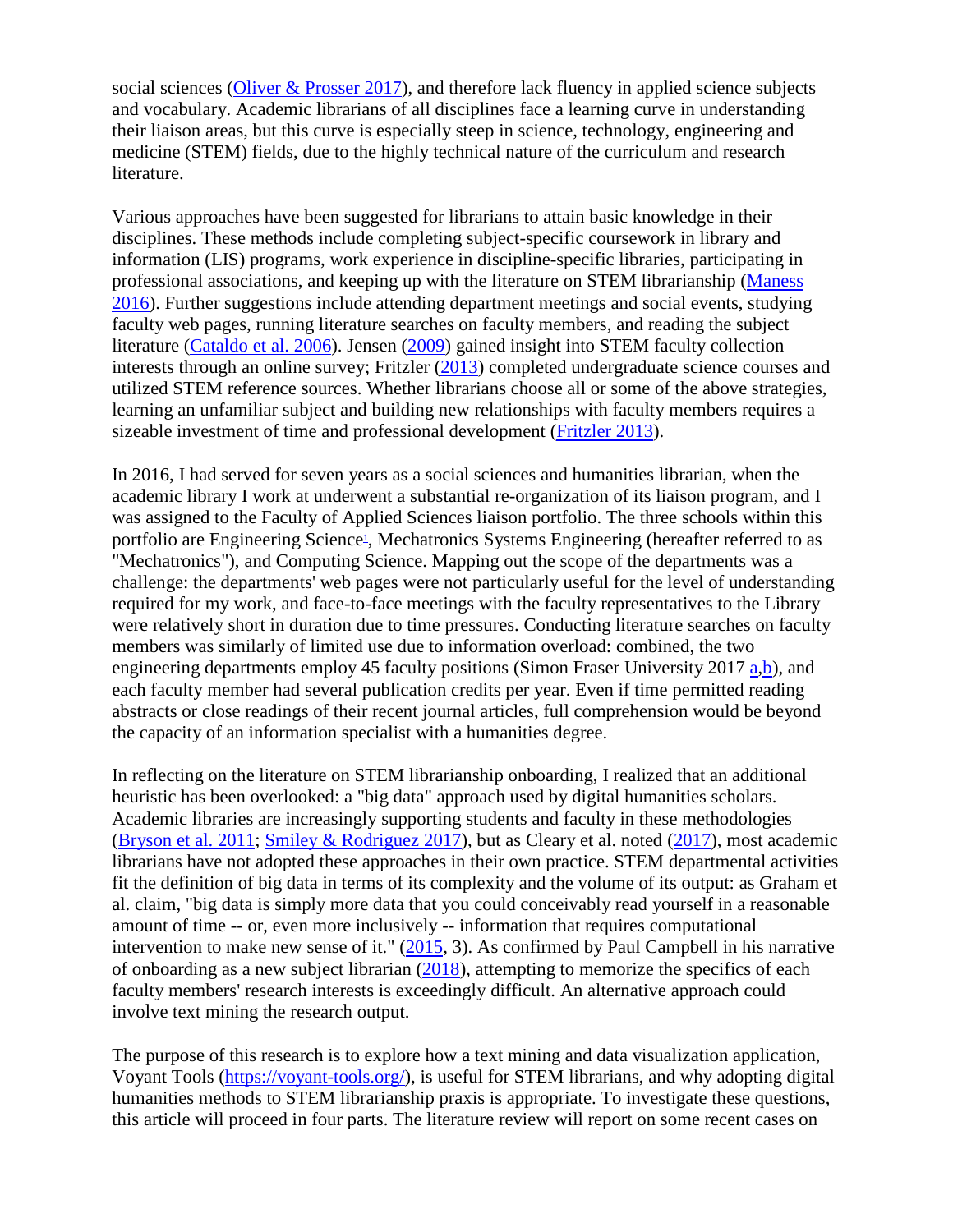social sciences (Oliver & Prosser 2017), and therefore lack fluency in applied science subjects and vocabulary. Academic librarians of all disciplines face a learning curve in understanding their liaison areas, but this curve is especially steep in science, technology, engineering and medicine (STEM) fields, due to the highly technical nature of the curriculum and research literature.

Various approaches have been suggested for librarians to attain basic knowledge in their disciplines. These methods include completing subject-specific coursework in library and information (LIS) programs, work experience in discipline-specific libraries, participating in professional associations, and keeping up with the literature on STEM librarianship (Maness 2016). Further suggestions include attending department meetings and social events, studying faculty web pages, running literature searches on faculty members, and reading the subject literature (Cataldo et al. 2006). Jensen (2009) gained insight into STEM faculty collection interests through an online survey; Fritzler (2013) completed undergraduate science courses and utilized STEM reference sources. Whether librarians choose all or some of the above strategies, learning an unfamiliar subject and building new relationships with faculty members requires a sizeable investment of time and professional development (Fritzler 2013).

In 2016, I had served for seven years as a social sciences and humanities librarian, when the academic library I work at underwent a substantial re-organization of its liaison program, and I was assigned to the Faculty of Applied Sciences liaison portfolio. The three schools within this portfolio are Engineering Science[1], Mechatronics Systems Engineering (hereafter referred to as "Mechatronics"), and Computing Science. Mapping out the scope of the departments was a challenge: the departments' web pages were not particularly useful for the level of understanding required for my work, and face-to-face meetings with the faculty representatives to the Library were relatively short in duration due to time pressures. Conducting literature searches on faculty members was similarly of limited use due to information overload: combined, the two engineering departments employ 45 faculty positions (Simon Fraser University 2017 a,b), and each faculty member had several publication credits per year. Even if time permitted reading abstracts or close readings of their recent journal articles, full comprehension would be beyond the capacity of an information specialist with a humanities degree.

In reflecting on the literature on STEM librarianship onboarding, I realized that an additional heuristic has been overlooked: a "big data" approach used by digital humanities scholars. Academic libraries are increasingly supporting students and faculty in these methodologies (Bryson et al. 2011; Smiley & Rodriguez 2017), but as Cleary et al. noted (2017), most academic librarians have not adopted these approaches in their own practice. STEM departmental activities fit the definition of big data in terms of its complexity and the volume of its output: as Graham et al. claim, "big data is simply more data that you could conceivably read yourself in a reasonable amount of time -- or, even more inclusively -- information that requires computational intervention to make new sense of it." (2015, 3). As confirmed by Paul Campbell in his narrative of onboarding as a new subject librarian (2018), attempting to memorize the specifics of each faculty members' research interests is exceedingly difficult. An alternative approach could involve text mining the research output.

The purpose of this research is to explore how a text mining and data visualization application, Voyant Tools (https://voyant-tools.org/), is useful for STEM librarians, and why adopting digital humanities methods to STEM librarianship praxis is appropriate. To investigate these questions, this article will proceed in four parts. The literature review will report on some recent cases on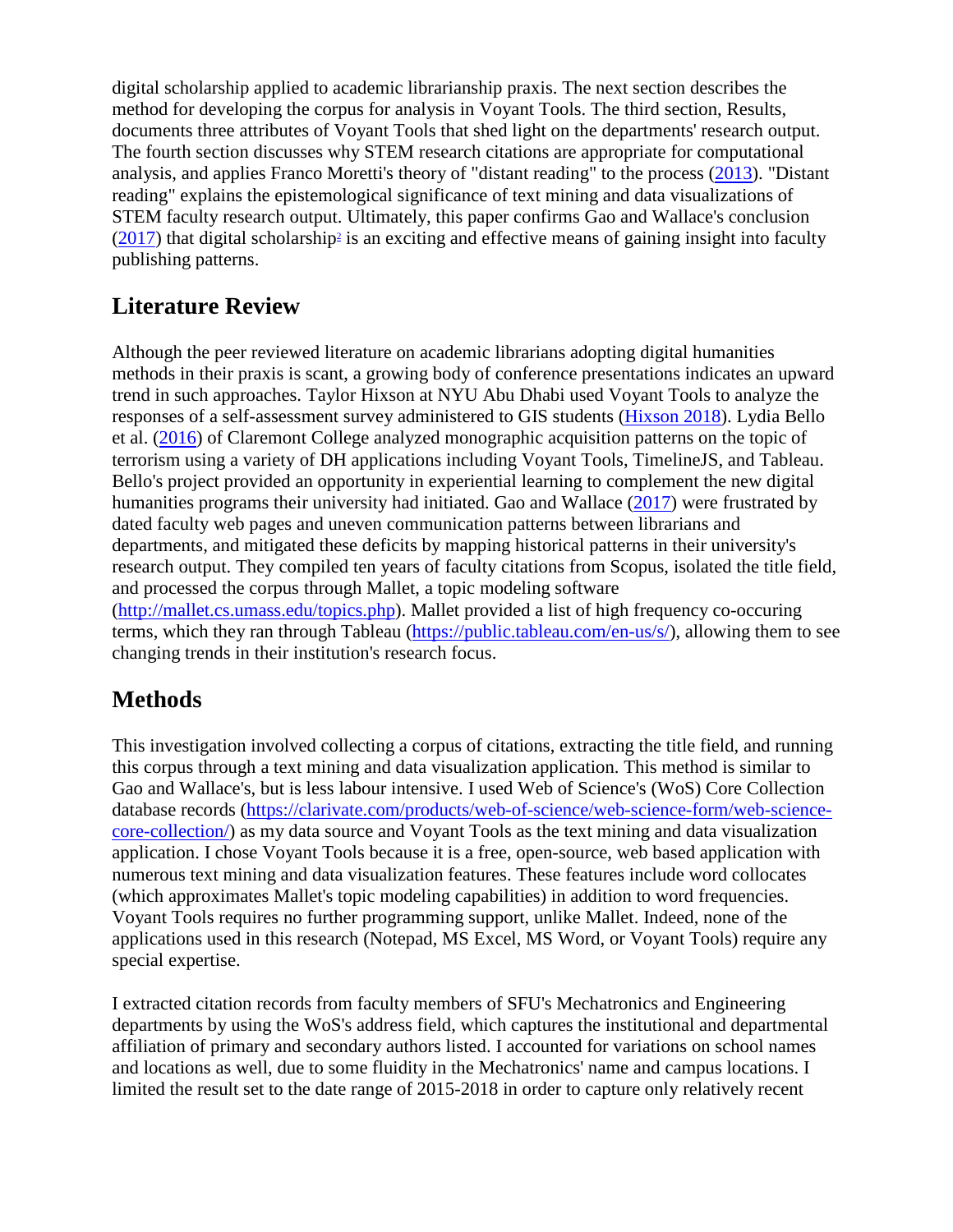digital scholarship applied to academic librarianship praxis. The next section describes the method for developing the corpus for analysis in Voyant Tools. The third section, Results, documents three attributes of Voyant Tools that shed light on the departments' research output. The fourth section discusses why STEM research citations are appropriate for computational analysis, and applies Franco Moretti's theory of "distant reading" to the process (2013). "Distant reading" explains the epistemological significance of text mining and data visualizations of STEM faculty research output. Ultimately, this paper confirms Gao and Wallace's conclusion (2017) that digital scholarship[2] is an exciting and effective means of gaining insight into faculty publishing patterns.

## Literature Review

Although the peer reviewed literature on academic librarians adopting digital humanities methods in their praxis is scant, a growing body of conference presentations indicates an upward trend in such approaches. Taylor Hixson at NYU Abu Dhabi used Voyant Tools to analyze the responses of a self-assessment survey administered to GIS students (Hixson 2018). Lydia Bello et al. (2016) of Claremont College analyzed monographic acquisition patterns on the topic of terrorism using a variety of DH applications including Voyant Tools, TimelineJS, and Tableau. Bello's project provided an opportunity in experiential learning to complement the new digital humanities programs their university had initiated. Gao and Wallace (2017) were frustrated by dated faculty web pages and uneven communication patterns between librarians and departments, and mitigated these deficits by mapping historical patterns in their university's research output. They compiled ten years of faculty citations from Scopus, isolated the title field, and processed the corpus through Mallet, a topic modeling software (http://mallet.cs.umass.edu/topics.php). Mallet provided a list of high frequency co-occuring terms, which they ran through Tableau (https://public.tableau.com/en-us/s/), allowing them to see changing trends in their institution's research focus.

## Methods

This investigation involved collecting a corpus of citations, extracting the title field, and running this corpus through a text mining and data visualization application. This method is similar to Gao and Wallace's, but is less labour intensive. I used Web of science's (WoS) Core Collection database records (https://clarivate.com/products/web-of-science/web-science-form/web-science-core-collection/) as my data source and Voyant Tools as the text mining and data visualization application. I chose Voyant Tools because it is a free, open-source, web based application with numerous text mining and data visualization features. These features include word collocates (which approximates Mallet's topic modeling capabilities) in addition to word frequencies. Voyant Tools requires no further programming support, unlike Mallet. Indeed, none of the applications used in this research (Notepad, MS Excel, MS Word, or Voyant Tools) require any special expertise.

I extracted citation records from faculty members of SFU's Mechatronics and Engineering departments by using the WoS's address field, which captures the institutional and departmental affiliation of primary and secondary authors listed. I accounted for variations on school names and locations as well, due to some fluidity in the Mechatronics' name and campus locations. I limited the result set to the date range of 2015-2018 in order to capture only relatively recent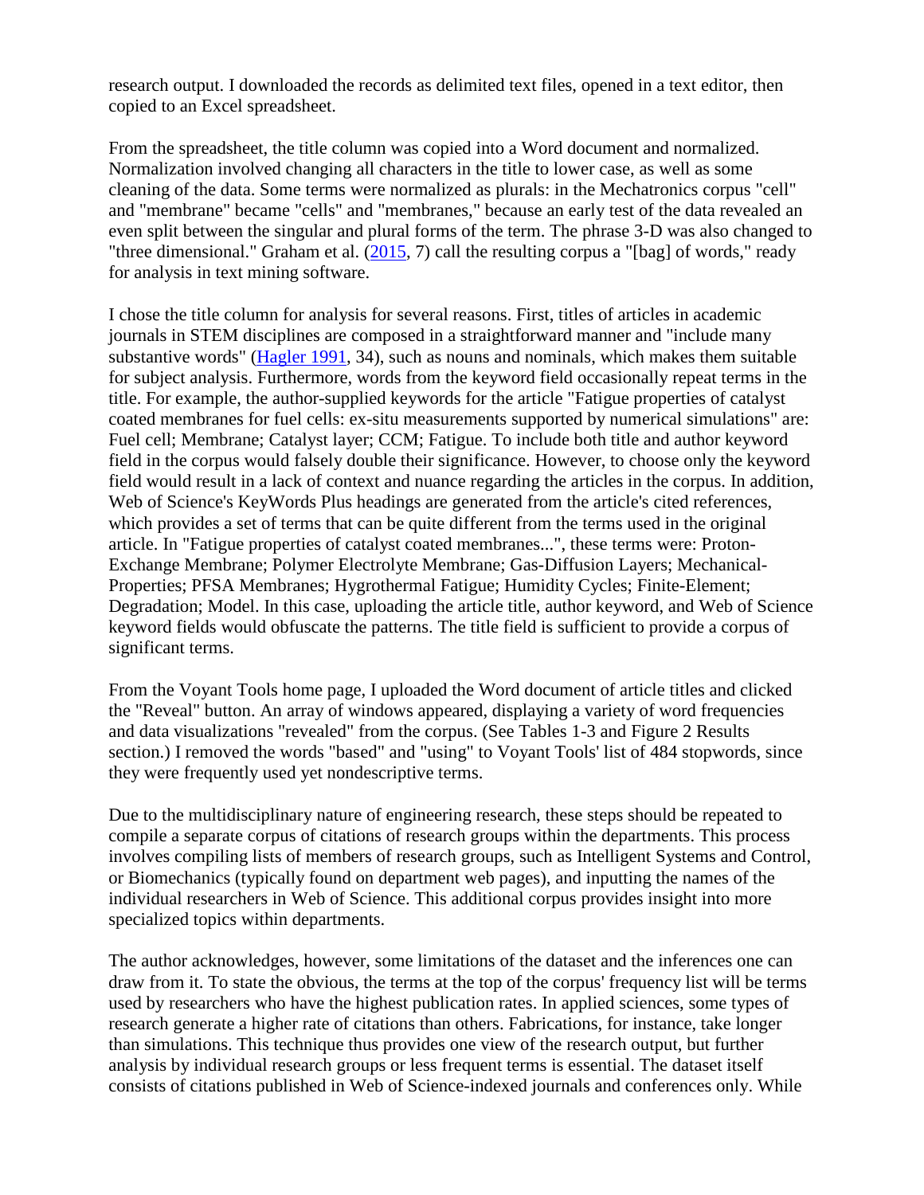research output. I downloaded the records as delimited text files, opened in a text editor, then copied to an Excel spreadsheet.

From the spreadsheet, the title column was copied into a Word document and normalized. Normalization involved changing all characters in the title to lower case, as well as some cleaning of the data. Some terms were normalized as plurals: in the Mechatronics corpus "cell" and "membrane" became "cells" and "membranes," because an early test of the data revealed an even split between the singular and plural forms of the term. The phrase 3-D was also changed to "three dimensional." Graham et al. (2015, 7) call the resulting corpus a "[bag] of words," ready for analysis in text mining software.

I chose the title column for analysis for several reasons. First, titles of articles in academic journals in STEM disciplines are composed in a straightforward manner and "include many substantive words" (Hagler 1991, 34), such as nouns and nominals, which makes them suitable for subject analysis. Furthermore, words from the keyword field occasionally repeat terms in the title. For example, the author-supplied keywords for the article "Fatigue properties of catalyst coated membranes for fuel cells: ex-situ measurements supported by numerical simulations" are: Fuel cell; Membrane; Catalyst layer; CCM; Fatigue. To include both title and author keyword field in the corpus would falsely double their significance. However, to choose only the keyword field would result in a lack of context and nuance regarding the articles in the corpus. In addition, Web of Science's KeyWords Plus headings are generated from the article's cited references, which provides a set of terms that can be quite different from the terms used in the original article. In "Fatigue properties of catalyst coated membranes...", these terms were: Proton-Exchange Membrane; Polymer Electrolyte Membrane; Gas-Diffusion Layers; Mechanical-Properties; PFSA Membranes; Hygrothermal Fatigue; Humidity Cycles; Finite-Element; Degradation; Model. In this case, uploading the article title, author keyword, and Web of Science keyword fields would obfuscate the patterns. The title field is sufficient to provide a corpus of significant terms.

From the Voyant Tools home page, I uploaded the Word document of article titles and clicked the "Reveal" button. An array of windows appeared, displaying a variety of word frequencies and data visualizations "revealed" from the corpus. (See Tables 1-3 and Figure 2 Results section.) I removed the words "based" and "using" to Voyant Tools' list of 484 stopwords, since they were frequently used yet nondescriptive terms.

Due to the multidisciplinary nature of engineering research, these steps should be repeated to compile a separate corpus of citations of research groups within the departments. This process involves compiling lists of members of research groups, such as Intelligent Systems and Control, or Biomechanics (typically found on department web pages), and inputting the names of the individual researchers in Web of Science. This additional corpus provides insight into more specialized topics within departments.

The author acknowledges, however, some limitations of the dataset and the inferences one can draw from it. To state the obvious, the terms at the top of the corpus' frequency list will be terms used by researchers who have the highest publication rates. In applied sciences, some types of research generate a higher rate of citations than others. Fabrications, for instance, take longer than simulations. This technique thus provides one view of the research output, but further analysis by individual research groups or less frequent terms is essential. The dataset itself consists of citations published in Web of Science-indexed journals and conferences only. While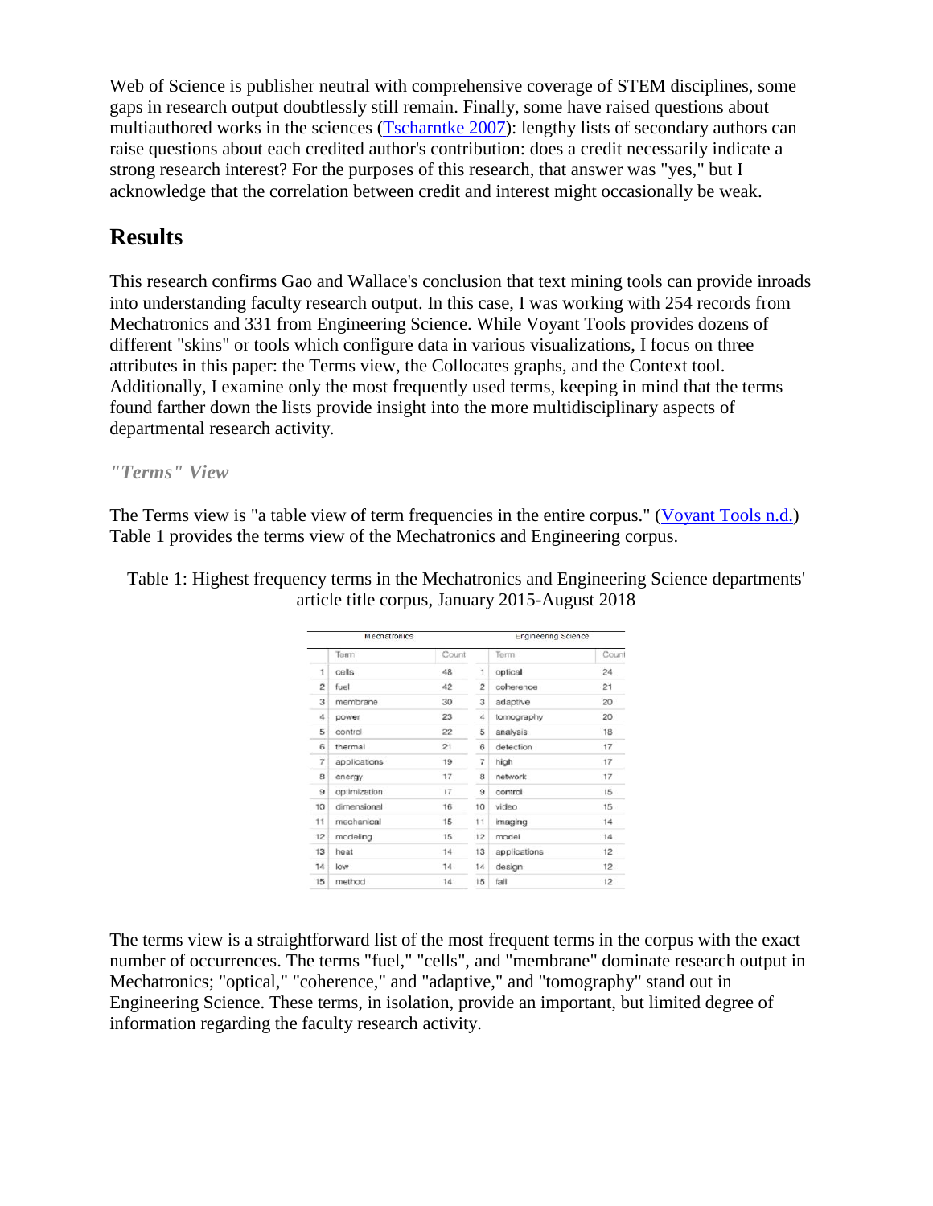Web of Science is publisher neutral with comprehensive coverage of STEM disciplines, some gaps in research output doubtlessly still remain. Finally, some have raised questions about multiauthored works in the sciences (Tscharntke 2007): lengthy lists of secondary authors can raise questions about each credited author's contribution: does a credit necessarily indicate a strong research interest? For the purposes of this research, that answer was "yes," but I acknowledge that the correlation between credit and interest might occasionally be weak.

## Results

This research confirms Gao and Wallace's conclusion that text mining tools can provide inroads into understanding faculty research output. In this case, I was working with 254 records from Mechatronics and 331 from Engineering Science. While Voyant Tools provides dozens of different "skins" or tools which configure data in various visualizations, I focus on three attributes in this paper: the Terms view, the Collocates graphs, and the Context tool. Additionally, I examine only the most frequently used terms, keeping in mind that the terms found farther down the lists provide insight into the more multidisciplinary aspects of departmental research activity.

### *"Terms" View*

The Terms view is "a table view of term frequencies in the entire corpus." (Voyant Tools n.d.) Table 1 provides the terms view of the Mechatronics and Engineering corpus.

Table 1: Highest frequency terms in the Mechatronics and Engineering Science departments' article title corpus, January 2015-August 2018

| Mechatronics | | | Engineering Science | | |
|---|---|---|---|---|---|
| | Term | Count | | Term | Count |
| 1 | cells | 48 | 1 | optical | 24 |
| 2 | fuel | 42 | 2 | coherence | 21 |
| 3 | membrane | 30 | 3 | adaptive | 20 |
| 4 | power | 23 | 4 | tomography | 20 |
| 5 | control | 22 | 5 | analysis | 18 |
| 6 | thermal | 21 | 6 | detection | 17 |
| 7 | applications | 19 | 7 | high | 17 |
| 8 | energy | 17 | 8 | network | 17 |
| 9 | optimization | 17 | 9 | control | 15 |
| 10 | dimensional | 16 | 10 | video | 15 |
| 11 | mechanical | 15 | 11 | imaging | 14 |
| 12 | modeling | 15 | 12 | model | 14 |
| 13 | heat | 14 | 13 | applications | 12 |
| 14 | low | 14 | 14 | design | 12 |
| 15 | method | 14 | 15 | fall | 12 |

The terms view is a straightforward list of the most frequent terms in the corpus with the exact number of occurrences. The terms "fuel," "cells", and "membrane" dominate research output in Mechatronics; "optical," "coherence," and "adaptive," and "tomography" stand out in Engineering Science. These terms, in isolation, provide an important, but limited degree of information regarding the faculty research activity.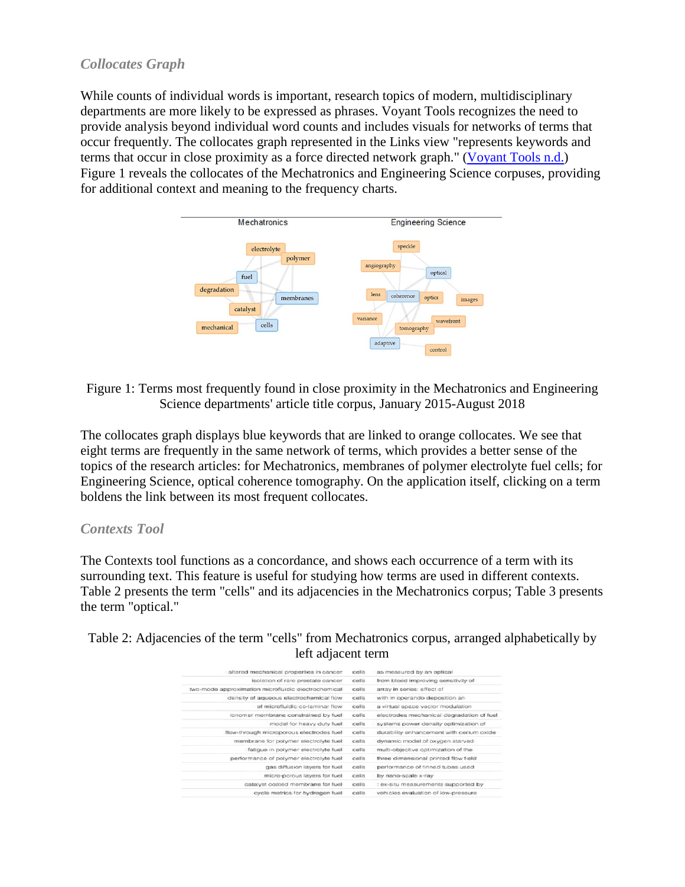### *Collocates Graph*

While counts of individual words is important, research topics of modern, multidisciplinary departments are more likely to be expressed as phrases. Voyant Tools recognizes the need to provide analysis beyond individual word counts and includes visuals for networks of terms that occur frequently. The collocates graph represented in the Links view "represents keywords and terms that occur in close proximity as a force directed network graph." ([Voyant Tools n.d.](#)) Figure 1 reveals the collocates of the Mechatronics and Engineering Science corpuses, providing for additional context and meaning to the frequency charts.

Figure 1: Terms most frequently found in close proximity in the Mechatronics and Engineering Science departments' article title corpus, January 2015-August 2018

The collocates graph displays blue keywords that are linked to orange collocates. We see that eight terms are frequently in the same network of terms, which provides a better sense of the topics of the research articles: for Mechatronics, membranes of polymer electrolyte fuel cells; for Engineering Science, optical coherence tomography. On the application itself, clicking on a term boldens the link between its most frequent collocates.

### *Contexts Tool*

The Contexts tool functions as a concordance, and shows each occurrence of a term with its surrounding text. This feature is useful for studying how terms are used in different contexts. Table 2 presents the term "cells" and its adjacencies in the Mechatronics corpus; Table 3 presents the term "optical."

Table 2: Adjacencies of the term "cells" from Mechatronics corpus, arranged alphabetically by left adjacent term

| Left | Term | Right |
|---|---|---|
| altered mechanical properties in cancer | cells | as measured by an optical |
| isolation of rare prostate cancer | cells | from blood improving sensitivity of |
| two-mode approximation microfluidic electrochemical | cells | array in series: effect of |
| density of aqueous electrochemical flow | cells | with in operando deposition an |
| of microfluidic co-laminar flow | cells | a virtual space-vector modulation |
| ionomer membrane constrained by fuel | cells | electrodes mechanical degradation of fuel |
| model for heavy duty fuel | cells | systems power density optimization of |
| flow-through microporous electrodes fuel | cells | durability enhancement with cerium oxide |
| membrane for polymer electrolyte fuel | cells | dynamic model of oxygen starved |
| fatigue in polymer electrolyte fuel | cells | multi-objective optimization of the |
| performance of polymer electrolyte fuel | cells | three dimensional printed flow field |
| gas diffusion layers for fuel | cells | performance of finned tubes used |
| micro-porous layers for fuel | cells | by nano-scale x-ray |
| catalyst coated membrane for fuel | cells | : ex-situ measurements supported by |
| cycle metrics for hydrogen fuel | cells | vehicles evaluation of low-pressure |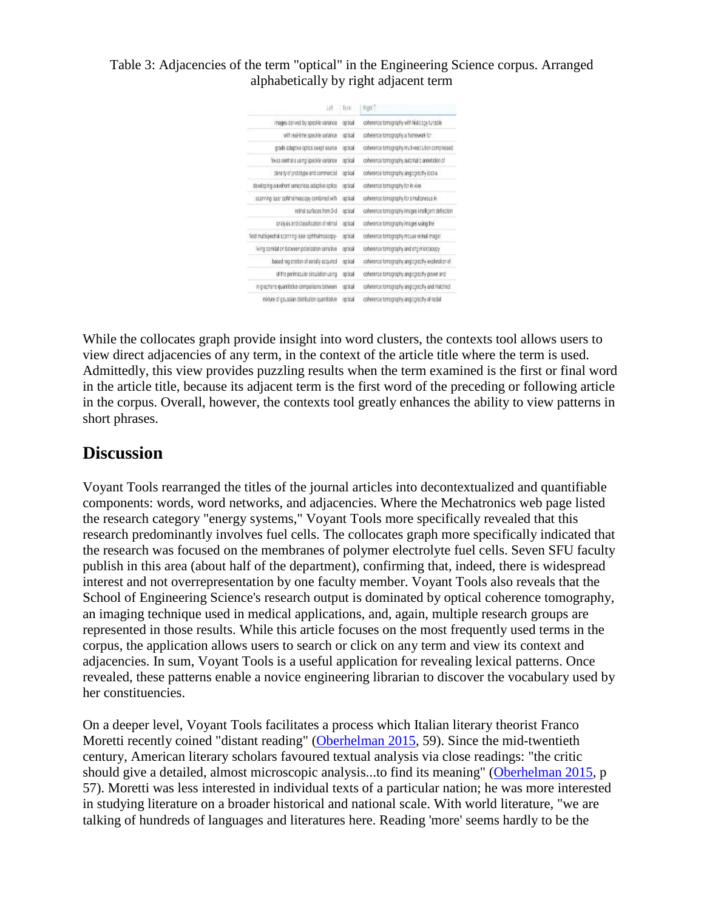Table 3: Adjacencies of the term "optical" in the Engineering Science corpus. Arranged alphabetically by right adjacent term

| Left | Term | Right ↑ |
| --- | --- | --- |
| images derived by speckle variance | optical | coherence tomography with histology tunable |
| with real-time speckle variance | optical | coherence tomography a framework for |
| grade adaptive optics swept source | optical | coherence tomography multi-resolution compressed |
| foxes controls using speckle variance | optical | coherence tomography automatic annotation of |
| density of prototype and commercial | optical | coherence tomography angiography (oct-a |
| developing wavefront sensorless adaptive optics | optical | coherence tomography for in vivo |
| scanning laser ophthalmoscopy combined with | optical | coherence tomography for simultaneous in |
| retinal surfaces from 3-d | optical | coherence tomography images intelligent deflection |
| analysis and classification of retinal | optical | coherence tomography images using the |
| field multispectral scanning laser ophthalmoscopy- | optical | coherence tomography mouse retinal imager |
| living correlation between polarization sensitive | optical | coherence tomography and slo microscopy |
| based registration of serially acquired | optical | coherence tomography angiography exploration of |
| of the perimacular circulation using | optical | coherence tomography angiography power and |
| in grachene quantitative comparisons between | optical | coherence tomography angiography and matched |
| mixture of gaussian distribution quantitative | optical | coherence tomography angiography of radial |

While the collocates graph provide insight into word clusters, the contexts tool allows users to view direct adjacencies of any term, in the context of the article title where the term is used. Admittedly, this view provides puzzling results when the term examined is the first or final word in the article title, because its adjacent term is the first word of the preceding or following article in the corpus. Overall, however, the contexts tool greatly enhances the ability to view patterns in short phrases.

## Discussion

Voyant Tools rearranged the titles of the journal articles into decontextualized and quantifiable components: words, word networks, and adjacencies. Where the Mechatronics web page listed the research category "energy systems," Voyant Tools more specifically revealed that this research predominantly involves fuel cells. The collocates graph more specifically indicated that the research was focused on the membranes of polymer electrolyte fuel cells. Seven SFU faculty publish in this area (about half of the department), confirming that, indeed, there is widespread interest and not overrepresentation by one faculty member. Voyant Tools also reveals that the School of Engineering Science's research output is dominated by optical coherence tomography, an imaging technique used in medical applications, and, again, multiple research groups are represented in those results. While this article focuses on the most frequently used terms in the corpus, the application allows users to search or click on any term and view its context and adjacencies. In sum, Voyant Tools is a useful application for revealing lexical patterns. Once revealed, these patterns enable a novice engineering librarian to discover the vocabulary used by her constituencies.

On a deeper level, Voyant Tools facilitates a process which Italian literary theorist Franco Moretti recently coined "distant reading" (Oberhelman 2015, 59). Since the mid-twentieth century, American literary scholars favoured textual analysis via close readings: "the critic should give a detailed, almost microscopic analysis...to find its meaning" (Oberhelman 2015, p 57). Moretti was less interested in individual texts of a particular nation; he was more interested in studying literature on a broader historical and national scale. With world literature, "we are talking of hundreds of languages and literatures here. Reading 'more' seems hardly to be the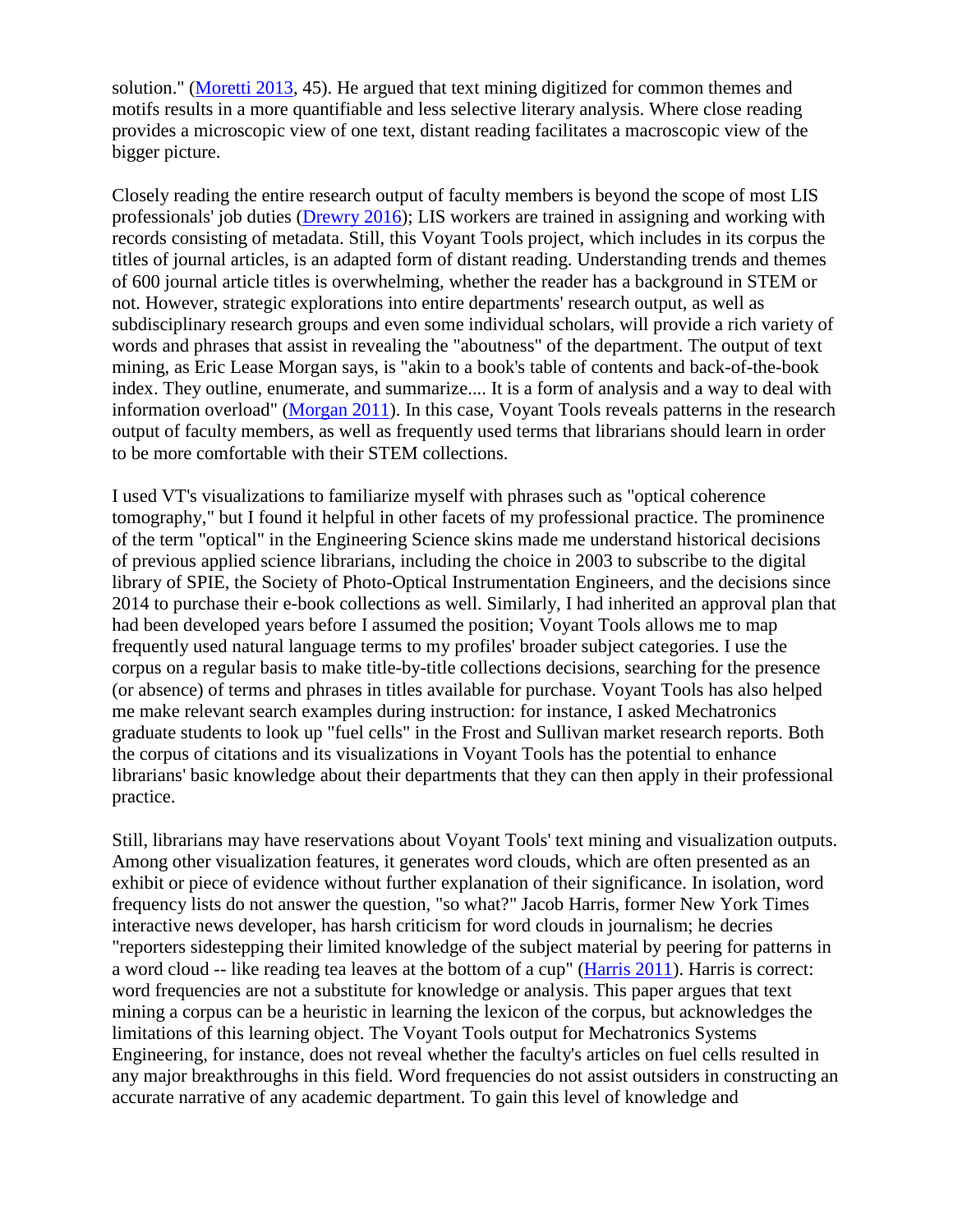solution." ([Moretti 2013](#), 45). He argued that text mining digitized for common themes and motifs results in a more quantifiable and less selective literary analysis. Where close reading provides a microscopic view of one text, distant reading facilitates a macroscopic view of the bigger picture.

Closely reading the entire research output of faculty members is beyond the scope of most LIS professionals' job duties ([Drewry 2016](#)); LIS workers are trained in assigning and working with records consisting of metadata. Still, this Voyant Tools project, which includes in its corpus the titles of journal articles, is an adapted form of distant reading. Understanding trends and themes of 600 journal article titles is overwhelming, whether the reader has a background in STEM or not. However, strategic explorations into entire departments' research output, as well as subdisciplinary research groups and even some individual scholars, will provide a rich variety of words and phrases that assist in revealing the "aboutness" of the department. The output of text mining, as Eric Lease Morgan says, is "akin to a book's table of contents and back-of-the-book index. They outline, enumerate, and summarize.... It is a form of analysis and a way to deal with information overload" ([Morgan 2011](#)). In this case, Voyant Tools reveals patterns in the research output of faculty members, as well as frequently used terms that librarians should learn in order to be more comfortable with their STEM collections.

I used VT's visualizations to familiarize myself with phrases such as "optical coherence tomography," but I found it helpful in other facets of my professional practice. The prominence of the term "optical" in the Engineering Science skins made me understand historical decisions of previous applied science librarians, including the choice in 2003 to subscribe to the digital library of SPIE, the Society of Photo-Optical Instrumentation Engineers, and the decisions since 2014 to purchase their e-book collections as well. Similarly, I had inherited an approval plan that had been developed years before I assumed the position; Voyant Tools allows me to map frequently used natural language terms to my profiles' broader subject categories. I use the corpus on a regular basis to make title-by-title collections decisions, searching for the presence (or absence) of terms and phrases in titles available for purchase. Voyant Tools has also helped me make relevant search examples during instruction: for instance, I asked Mechatronics graduate students to look up "fuel cells" in the Frost and Sullivan market research reports. Both the corpus of citations and its visualizations in Voyant Tools has the potential to enhance librarians' basic knowledge about their departments that they can then apply in their professional practice.

Still, librarians may have reservations about Voyant Tools' text mining and visualization outputs. Among other visualization features, it generates word clouds, which are often presented as an exhibit or piece of evidence without further explanation of their significance. In isolation, word frequency lists do not answer the question, "so what?" Jacob Harris, former New York Times interactive news developer, has harsh criticism for word clouds in journalism; he decries "reporters sidestepping their limited knowledge of the subject material by peering for patterns in a word cloud -- like reading tea leaves at the bottom of a cup" ([Harris 2011](#)). Harris is correct: word frequencies are not a substitute for knowledge or analysis. This paper argues that text mining a corpus can be a heuristic in learning the lexicon of the corpus, but acknowledges the limitations of this learning object. The Voyant Tools output for Mechatronics Systems Engineering, for instance, does not reveal whether the faculty's articles on fuel cells resulted in any major breakthroughs in this field. Word frequencies do not assist outsiders in constructing an accurate narrative of any academic department. To gain this level of knowledge and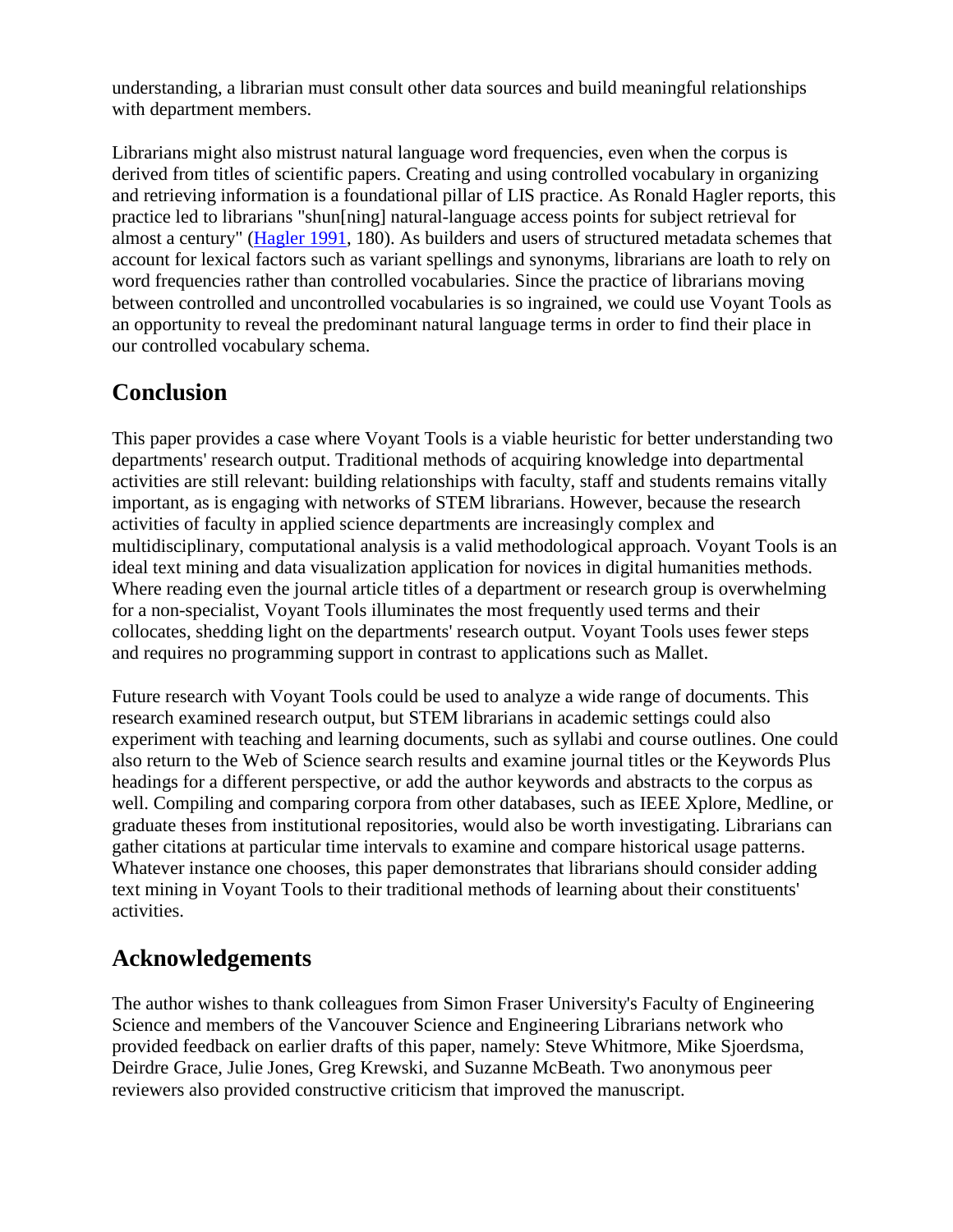understanding, a librarian must consult other data sources and build meaningful relationships with department members.

Librarians might also mistrust natural language word frequencies, even when the corpus is derived from titles of scientific papers. Creating and using controlled vocabulary in organizing and retrieving information is a foundational pillar of LIS practice. As Ronald Hagler reports, this practice led to librarians "shun[ning] natural-language access points for subject retrieval for almost a century" (Hagler 1991, 180). As builders and users of structured metadata schemes that account for lexical factors such as variant spellings and synonyms, librarians are loath to rely on word frequencies rather than controlled vocabularies. Since the practice of librarians moving between controlled and uncontrolled vocabularies is so ingrained, we could use Voyant Tools as an opportunity to reveal the predominant natural language terms in order to find their place in our controlled vocabulary schema.

## Conclusion

This paper provides a case where Voyant Tools is a viable heuristic for better understanding two departments' research output. Traditional methods of acquiring knowledge into departmental activities are still relevant: building relationships with faculty, staff and students remains vitally important, as is engaging with networks of STEM librarians. However, because the research activities of faculty in applied science departments are increasingly complex and multidisciplinary, computational analysis is a valid methodological approach. Voyant Tools is an ideal text mining and data visualization application for novices in digital humanities methods. Where reading even the journal article titles of a department or research group is overwhelming for a non-specialist, Voyant Tools illuminates the most frequently used terms and their collocates, shedding light on the departments' research output. Voyant Tools uses fewer steps and requires no programming support in contrast to applications such as Mallet.

Future research with Voyant Tools could be used to analyze a wide range of documents. This research examined research output, but STEM librarians in academic settings could also experiment with teaching and learning documents, such as syllabi and course outlines. One could also return to the Web of Science search results and examine journal titles or the Keywords Plus headings for a different perspective, or add the author keywords and abstracts to the corpus as well. Compiling and comparing corpora from other databases, such as IEEE Xplore, Medline, or graduate theses from institutional repositories, would also be worth investigating. Librarians can gather citations at particular time intervals to examine and compare historical usage patterns. Whatever instance one chooses, this paper demonstrates that librarians should consider adding text mining in Voyant Tools to their traditional methods of learning about their constituents' activities.

## Acknowledgements

The author wishes to thank colleagues from Simon Fraser University's Faculty of Engineering Science and members of the Vancouver Science and Engineering Librarians network who provided feedback on earlier drafts of this paper, namely: Steve Whitmore, Mike Sjoerdsma, Deirdre Grace, Julie Jones, Greg Krewski, and Suzanne McBeath. Two anonymous peer reviewers also provided constructive criticism that improved the manuscript.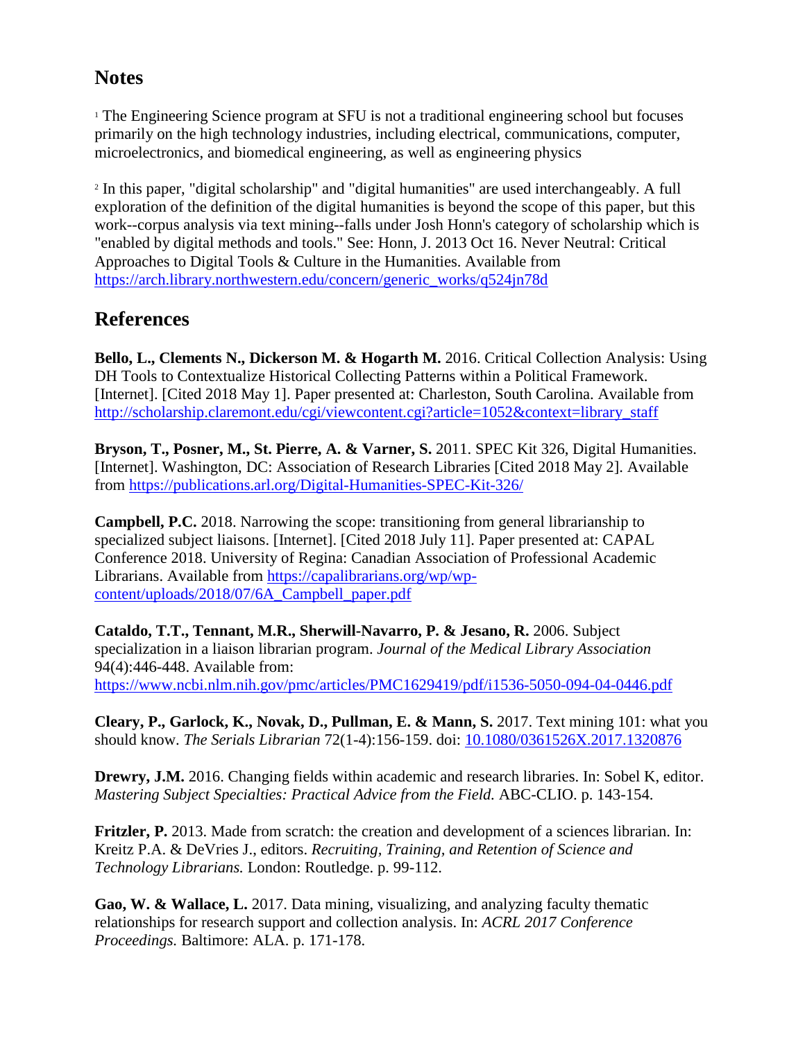## Notes

[1] The Engineering Science program at SFU is not a traditional engineering school but focuses primarily on the high technology industries, including electrical, communications, computer, microelectronics, and biomedical engineering, as well as engineering physics

[2] In this paper, "digital scholarship" and "digital humanities" are used interchangeably. A full exploration of the definition of the digital humanities is beyond the scope of this paper, but this work--corpus analysis via text mining--falls under Josh Honn's category of scholarship which is "enabled by digital methods and tools." See: Honn, J. 2013 Oct 16. Never Neutral: Critical Approaches to Digital Tools & Culture in the Humanities. Available from https://arch.library.northwestern.edu/concern/generic_works/q524jn78d

## References

**Bello, L., Clements N., Dickerson M. & Hogarth M.** 2016. Critical Collection Analysis: Using DH Tools to Contextualize Historical Collecting Patterns within a Political Framework. [Internet]. [Cited 2018 May 1]. Paper presented at: Charleston, South Carolina. Available from http://scholarship.claremont.edu/cgi/viewcontent.cgi?article=1052&context=library_staff

**Bryson, T., Posner, M., St. Pierre, A. & Varner, S.** 2011. SPEC Kit 326, Digital Humanities. [Internet]. Washington, DC: Association of Research Libraries [Cited 2018 May 2]. Available from https://publications.arl.org/Digital-Humanities-SPEC-Kit-326/

**Campbell, P.C.** 2018. Narrowing the scope: transitioning from general librarianship to specialized subject liaisons. [Internet]. [Cited 2018 July 11]. Paper presented at: CAPAL Conference 2018. University of Regina: Canadian Association of Professional Academic Librarians. Available from https://capalibrarians.org/wp/wp-content/uploads/2018/07/6A_Campbell_paper.pdf

**Cataldo, T.T., Tennant, M.R., Sherwill-Navarro, P. & Jesano, R.** 2006. Subject specialization in a liaison librarian program. *Journal of the Medical Library Association* 94(4):446-448. Available from: https://www.ncbi.nlm.nih.gov/pmc/articles/PMC1629419/pdf/i1536-5050-094-04-0446.pdf

**Cleary, P., Garlock, K., Novak, D., Pullman, E. & Mann, S.** 2017. Text mining 101: what you should know. *The Serials Librarian* 72(1-4):156-159. doi: 10.1080/0361526X.2017.1320876

**Drewry, J.M.** 2016. Changing fields within academic and research libraries. In: Sobel K, editor. *Mastering Subject Specialties: Practical Advice from the Field.* ABC-CLIO. p. 143-154.

**Fritzler, P.** 2013. Made from scratch: the creation and development of a sciences librarian. In: Kreitz P.A. & DeVries J., editors. *Recruiting, Training, and Retention of Science and Technology Librarians.* London: Routledge. p. 99-112.

**Gao, W. & Wallace, L.** 2017. Data mining, visualizing, and analyzing faculty thematic relationships for research support and collection analysis. In: *ACRL 2017 Conference Proceedings.* Baltimore: ALA. p. 171-178.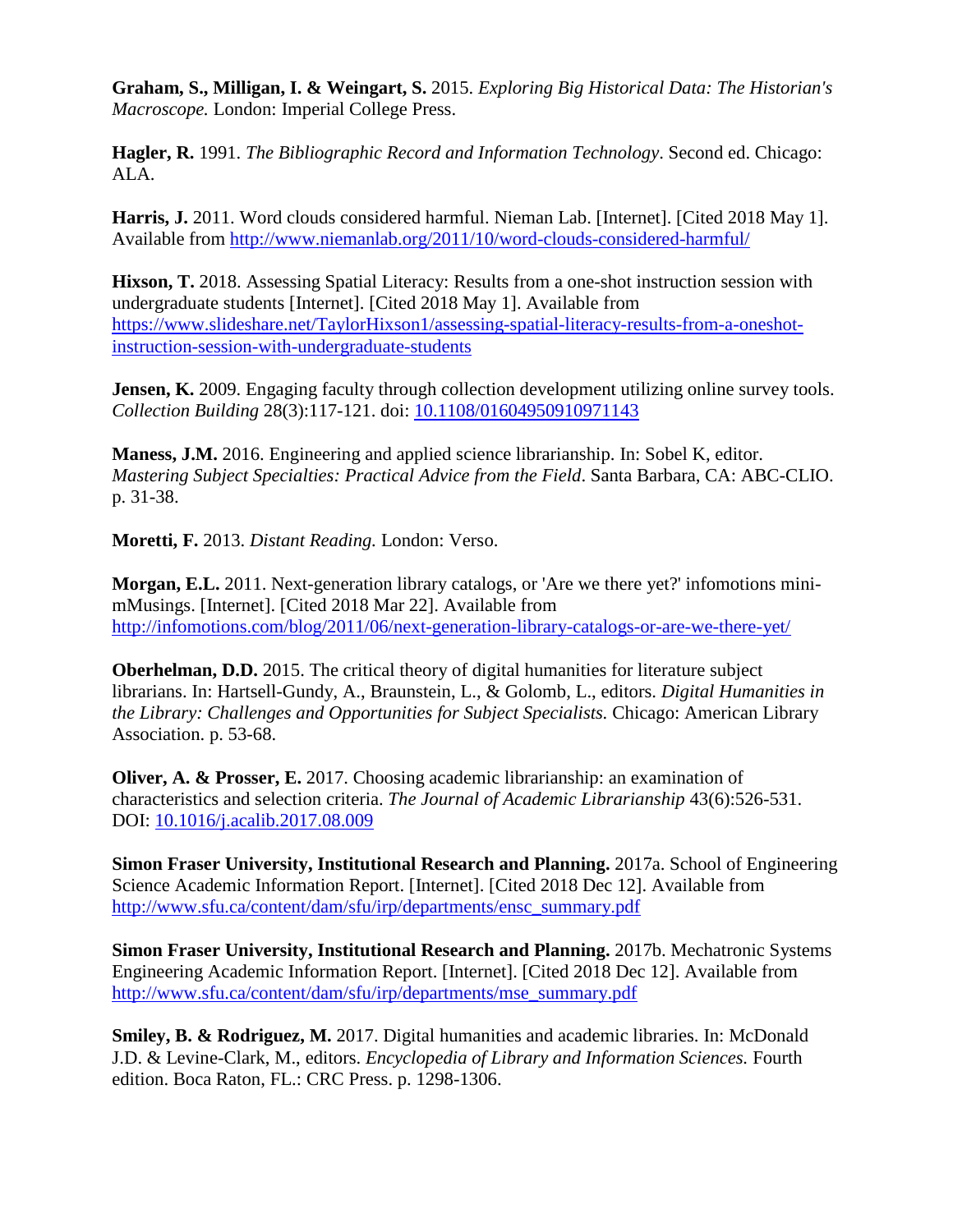**Graham, S., Milligan, I. & Weingart, S.** 2015. *Exploring Big Historical Data: The Historian's Macroscope.* London: Imperial College Press.

**Hagler, R.** 1991. *The Bibliographic Record and Information Technology*. Second ed. Chicago: ALA.

**Harris, J.** 2011. Word clouds considered harmful. Nieman Lab. [Internet]. [Cited 2018 May 1]. Available from http://www.niemanlab.org/2011/10/word-clouds-considered-harmful/

**Hixson, T.** 2018. Assessing Spatial Literacy: Results from a one-shot instruction session with undergraduate students [Internet]. [Cited 2018 May 1]. Available from https://www.slideshare.net/TaylorHixson1/assessing-spatial-literacy-results-from-a-oneshot-instruction-session-with-undergraduate-students

**Jensen, K.** 2009. Engaging faculty through collection development utilizing online survey tools. *Collection Building* 28(3):117-121. doi: 10.1108/01604950910971143

**Maness, J.M.** 2016. Engineering and applied science librarianship. In: Sobel K, editor. *Mastering Subject Specialties: Practical Advice from the Field*. Santa Barbara, CA: ABC-CLIO. p. 31-38.

**Moretti, F.** 2013. *Distant Reading.* London: Verso.

**Morgan, E.L.** 2011. Next-generation library catalogs, or 'Are we there yet?' infomotions mini-mMusings. [Internet]. [Cited 2018 Mar 22]. Available from http://infomotions.com/blog/2011/06/next-generation-library-catalogs-or-are-we-there-yet/

**Oberhelman, D.D.** 2015. The critical theory of digital humanities for literature subject librarians. In: Hartsell-Gundy, A., Braunstein, L., & Golomb, L., editors. *Digital Humanities in the Library: Challenges and Opportunities for Subject Specialists.* Chicago: American Library Association. p. 53-68.

**Oliver, A. & Prosser, E.** 2017. Choosing academic librarianship: an examination of characteristics and selection criteria. *The Journal of Academic Librarianship* 43(6):526-531. DOI: 10.1016/j.acalib.2017.08.009

**Simon Fraser University, Institutional Research and Planning.** 2017a. School of Engineering Science Academic Information Report. [Internet]. [Cited 2018 Dec 12]. Available from http://www.sfu.ca/content/dam/sfu/irp/departments/ensc_summary.pdf

**Simon Fraser University, Institutional Research and Planning.** 2017b. Mechatronic Systems Engineering Academic Information Report. [Internet]. [Cited 2018 Dec 12]. Available from http://www.sfu.ca/content/dam/sfu/irp/departments/mse_summary.pdf

**Smiley, B. & Rodriguez, M.** 2017. Digital humanities and academic libraries. In: McDonald J.D. & Levine-Clark, M., editors. *Encyclopedia of Library and Information Sciences.* Fourth edition. Boca Raton, FL.: CRC Press. p. 1298-1306.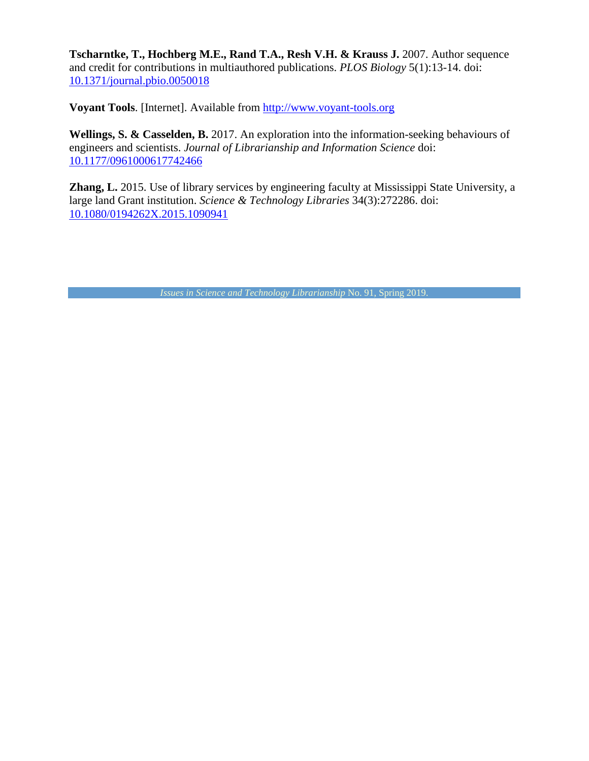**Tscharntke, T., Hochberg M.E., Rand T.A., Resh V.H. & Krauss J.** 2007. Author sequence and credit for contributions in multiauthored publications. *PLOS Biology* 5(1):13-14. doi: [10.1371/journal.pbio.0050018](https://doi.org/10.1371/journal.pbio.0050018)

**Voyant Tools**. [Internet]. Available from [http://www.voyant-tools.org](http://www.voyant-tools.org)

**Wellings, S. & Casselden, B.** 2017. An exploration into the information-seeking behaviours of engineers and scientists. *Journal of Librarianship and Information Science* doi: [10.1177/0961000617742466](https://doi.org/10.1177/0961000617742466)

**Zhang, L.** 2015. Use of library services by engineering faculty at Mississippi State University, a large land Grant institution. *Science & Technology Libraries* 34(3):272286. doi: [10.1080/0194262X.2015.1090941](https://doi.org/10.1080/0194262X.2015.1090941)